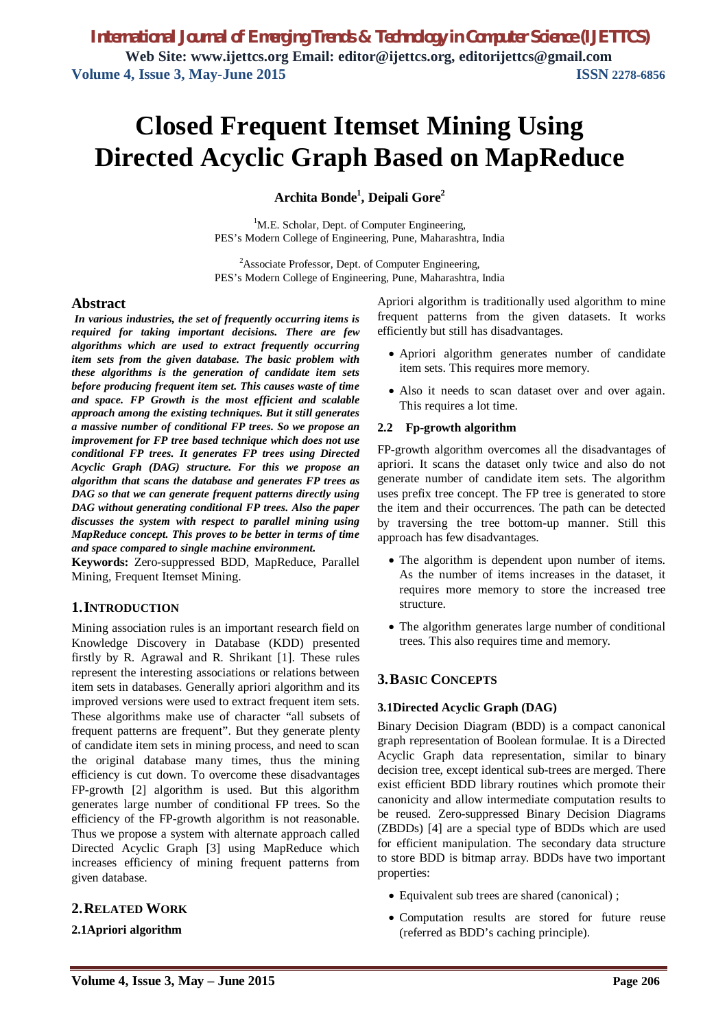# Closed Frequent Itemset Mining Using Directed Acyclic Graph Based on MapReduce

**Archita Bonde[1], Deipali Gore[2]**

[1]M.E. Scholar, Dept. of Computer Engineering, PES's Modern College of Engineering, Pune, Maharashtra, India

[2]Associate Professor, Dept. of Computer Engineering, PES's Modern College of Engineering, Pune, Maharashtra, India

## Abstract

***In various industries, the set of frequently occurring items is required for taking important decisions. There are few algorithms which are used to extract frequently occurring item sets from the given database. The basic problem with these algorithms is the generation of candidate item sets before producing frequent item set. This causes waste of time and space. FP Growth is the most efficient and scalable approach among the existing techniques. But it still generates a massive number of conditional FP trees. So we propose an improvement for FP tree based technique which does not use conditional FP trees. It generates FP trees using Directed Acyclic Graph (DAG) structure. For this we propose an algorithm that scans the database and generates FP trees as DAG so that we can generate frequent patterns directly using DAG without generating conditional FP trees. Also the paper discusses the system with respect to parallel mining using MapReduce concept. This proves to be better in terms of time and space compared to single machine environment.***

**Keywords:** Zero-suppressed BDD, MapReduce, Parallel Mining, Frequent Itemset Mining.

## 1. INTRODUCTION

Mining association rules is an important research field on Knowledge Discovery in Database (KDD) presented firstly by R. Agrawal and R. Shrikant [1]. These rules represent the interesting associations or relations between item sets in databases. Generally apriori algorithm and its improved versions were used to extract frequent item sets. These algorithms make use of character "all subsets of frequent patterns are frequent". But they generate plenty of candidate item sets in mining process, and need to scan the original database many times, thus the mining efficiency is cut down. To overcome these disadvantages FP-growth [2] algorithm is used. But this algorithm generates large number of conditional FP trees. So the efficiency of the FP-growth algorithm is not reasonable. Thus we propose a system with alternate approach called Directed Acyclic Graph [3] using MapReduce which increases efficiency of mining frequent patterns from given database.

## 2. RELATED WORK

### 2.1 Apriori algorithm

Apriori algorithm is traditionally used algorithm to mine frequent patterns from the given datasets. It works efficiently but still has disadvantages.

- Apriori algorithm generates number of candidate item sets. This requires more memory.
- Also it needs to scan dataset over and over again. This requires a lot time.

### 2.2 Fp-growth algorithm

FP-growth algorithm overcomes all the disadvantages of apriori. It scans the dataset only twice and also do not generate number of candidate item sets. The algorithm uses prefix tree concept. The FP tree is generated to store the item and their occurrences. The path can be detected by traversing the tree bottom-up manner. Still this approach has few disadvantages.

- The algorithm is dependent upon number of items. As the number of items increases in the dataset, it requires more memory to store the increased tree structure.
- The algorithm generates large number of conditional trees. This also requires time and memory.

## 3. BASIC CONCEPTS

### 3.1 Directed Acyclic Graph (DAG)

Binary Decision Diagram (BDD) is a compact canonical graph representation of Boolean formulae. It is a Directed Acyclic Graph data representation, similar to binary decision tree, except identical sub-trees are merged. There exist efficient BDD library routines which promote their canonicity and allow intermediate computation results to be reused. Zero-suppressed Binary Decision Diagrams (ZBDDs) [4] are a special type of BDDs which are used for efficient manipulation. The secondary data structure to store BDD is bitmap array. BDDs have two important properties:

- Equivalent sub trees are shared (canonical) ;
- Computation results are stored for future reuse (referred as BDD's caching principle).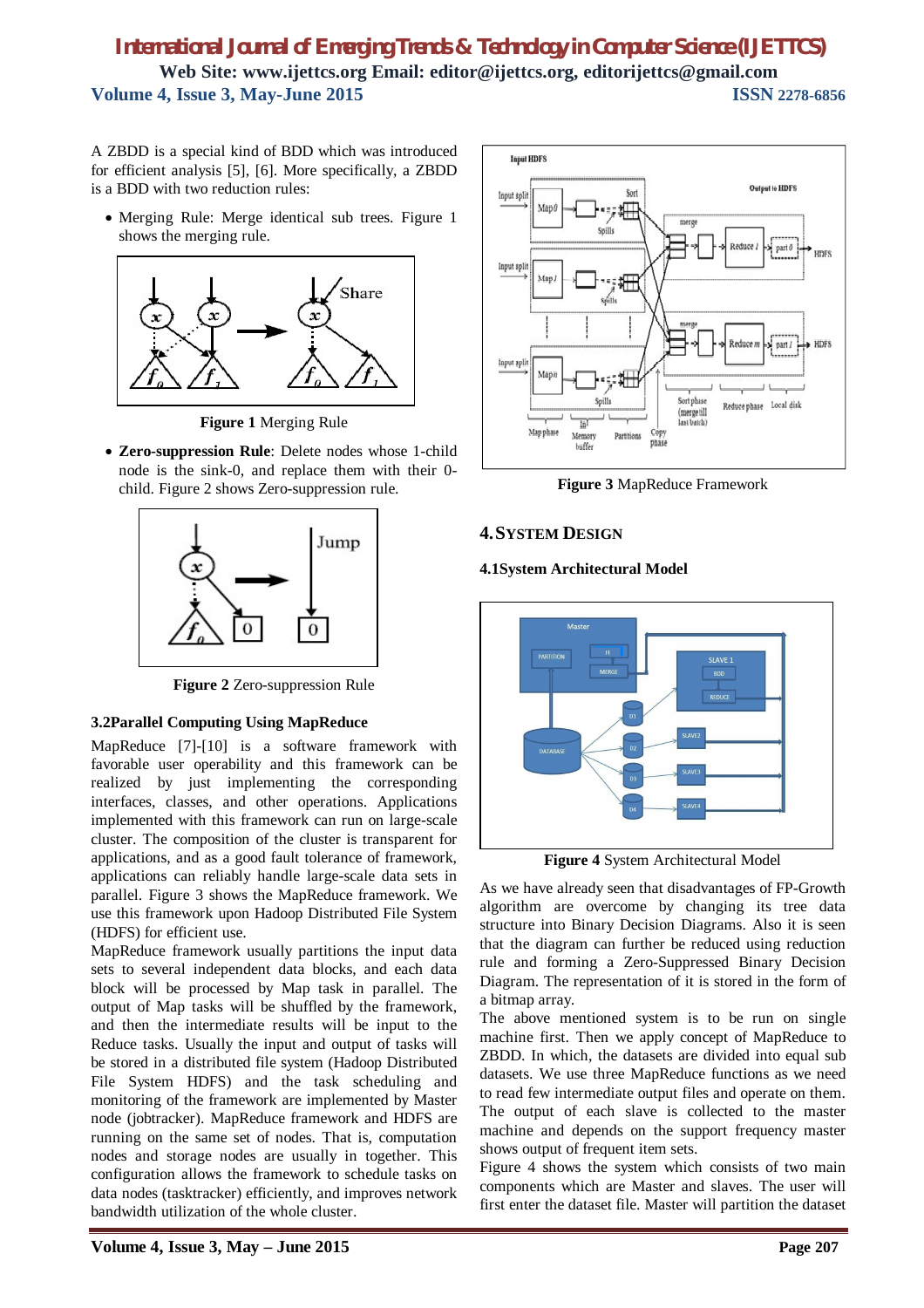A ZBDD is a special kind of BDD which was introduced for efficient analysis [5], [6]. More specifically, a ZBDD is a BDD with two reduction rules:

- Merging Rule: Merge identical sub trees. Figure 1 shows the merging rule.

**Figure 1** Merging Rule

- **Zero-suppression Rule**: Delete nodes whose 1-child node is the sink-0, and replace them with their 0-child. Figure 2 shows Zero-suppression rule.

**Figure 2** Zero-suppression Rule

### 3.2 Parallel Computing Using MapReduce

MapReduce [7]-[10] is a software framework with favorable user operability and this framework can be realized by just implementing the corresponding interfaces, classes, and other operations. Applications implemented with this framework can run on large-scale cluster. The composition of the cluster is transparent for applications, and as a good fault tolerance of framework, applications can reliably handle large-scale data sets in parallel. Figure 3 shows the MapReduce framework. We use this framework upon Hadoop Distributed File System (HDFS) for efficient use.

MapReduce framework usually partitions the input data sets to several independent data blocks, and each data block will be processed by Map task in parallel. The output of Map tasks will be shuffled by the framework, and then the intermediate results will be input to the Reduce tasks. Usually the input and output of tasks will be stored in a distributed file system (Hadoop Distributed File System HDFS) and the task scheduling and monitoring of the framework are implemented by Master node (jobtracker). MapReduce framework and HDFS are running on the same set of nodes. That is, computation nodes and storage nodes are usually in together. This configuration allows the framework to schedule tasks on data nodes (tasktracker) efficiently, and improves network bandwidth utilization of the whole cluster.

**Figure 3** MapReduce Framework

## 4. System Design

### 4.1 System Architectural Model

**Figure 4** System Architectural Model

As we have already seen that disadvantages of FP-Growth algorithm are overcome by changing its tree data structure into Binary Decision Diagrams. Also it is seen that the diagram can further be reduced using reduction rule and forming a Zero-Suppressed Binary Decision Diagram. The representation of it is stored in the form of a bitmap array.

The above mentioned system is to be run on single machine first. Then we apply concept of MapReduce to ZBDD. In which, the datasets are divided into equal sub datasets. We use three MapReduce functions as we need to read few intermediate output files and operate on them. The output of each slave is collected to the master machine and depends on the support frequency master shows output of frequent item sets.

Figure 4 shows the system which consists of two main components which are Master and slaves. The user will first enter the dataset file. Master will partition the dataset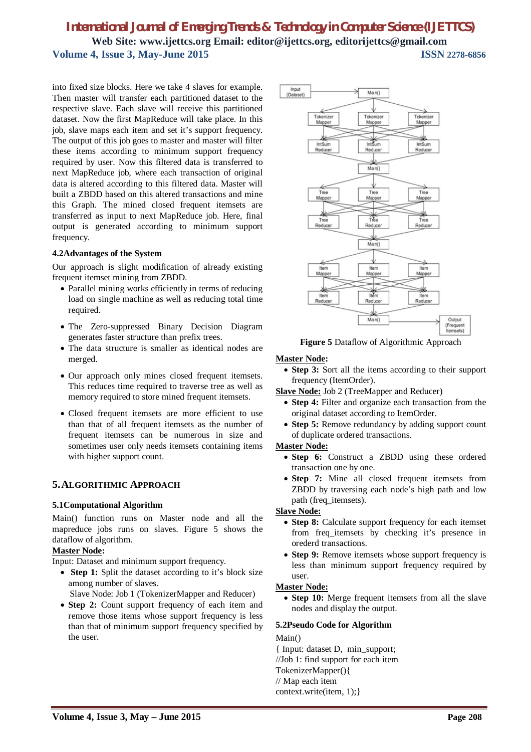into fixed size blocks. Here we take 4 slaves for example. Then master will transfer each partitioned dataset to the respective slave. Each slave will receive this partitioned dataset. Now the first MapReduce will take place. In this job, slave maps each item and set it's support frequency. The output of this job goes to master and master will filter these items according to minimum support frequency required by user. Now this filtered data is transferred to next MapReduce job, where each transaction of original data is altered according to this filtered data. Master will built a ZBDD based on this altered transactions and mine this Graph. The mined closed frequent itemsets are transferred as input to next MapReduce job. Here, final output is generated according to minimum support frequency.

### 4.2Advantages of the System

Our approach is slight modification of already existing frequent itemset mining from ZBDD.

- Parallel mining works efficiently in terms of reducing load on single machine as well as reducing total time required.
- The Zero-suppressed Binary Decision Diagram generates faster structure than prefix trees.
- The data structure is smaller as identical nodes are merged.
- Our approach only mines closed frequent itemsets. This reduces time required to traverse tree as well as memory required to store mined frequent itemsets.
- Closed frequent itemsets are more efficient to use than that of all frequent itemsets as the number of frequent itemsets can be numerous in size and sometimes user only needs itemsets containing items with higher support count.

## 5. ALGORITHMIC APPROACH

### 5.1Computational Algorithm

Main() function runs on Master node and all the mapreduce jobs runs on slaves. Figure 5 shows the dataflow of algorithm.

**Master Node:**

Input: Dataset and minimum support frequency.

- **Step 1:** Split the dataset according to it's block size among number of slaves.

  Slave Node: Job 1 (TokenizerMapper and Reducer)
- **Step 2:** Count support frequency of each item and remove those items whose support frequency is less than that of minimum support frequency specified by the user.

**Figure 5** Dataflow of Algorithmic Approach

**Master Node:**

- **Step 3:** Sort all the items according to their support frequency (ItemOrder).

**Slave Node:** Job 2 (TreeMapper and Reducer)

- **Step 4:** Filter and organize each transaction from the original dataset according to ItemOrder.
- **Step 5:** Remove redundancy by adding support count of duplicate ordered transactions.

**Master Node:**

- **Step 6:** Construct a ZBDD using these ordered transaction one by one.
- **Step 7:** Mine all closed frequent itemsets from ZBDD by traversing each node's high path and low path (freq_itemsets).

**Slave Node:**

- **Step 8:** Calculate support frequency for each itemset from freq_itemsets by checking it's presence in orederd transactions.
- **Step 9:** Remove itemsets whose support frequency is less than minimum support frequency required by user.

**Master Node:**

- **Step 10:** Merge frequent itemsets from all the slave nodes and display the output.

### 5.2Pseudo Code for Algorithm

```
Main()
{ Input: dataset D, min_support;
//Job 1: find support for each item
TokenizerMapper(){
// Map each item
context.write(item, 1);}
```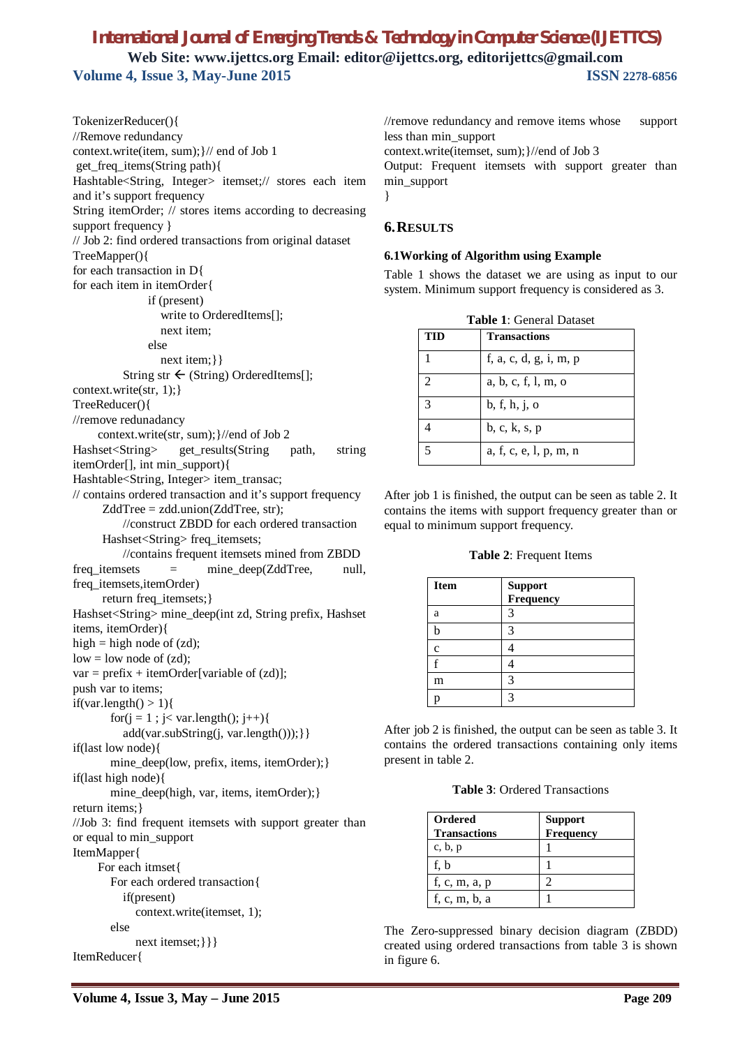```
TokenizerReducer(){
//Remove redundancy
context.write(item, sum);}// end of Job 1
 get_freq_items(String path){
Hashtable<String, Integer> itemset;// stores each item and it's support frequency
String itemOrder; // stores items according to decreasing support frequency }
// Job 2: find ordered transactions from original dataset
TreeMapper(){
for each transaction in D{
for each item in itemOrder{
                if (present)
                  write to OrderedItems[];
                  next item;
                else
                  next item;}}
          String str ← (String) OrderedItems[];
context.write(str, 1);}
TreeReducer(){
//remove redunadancy
     context.write(str, sum);}//end of Job 2
Hashset<String> get_results(String path, string itemOrder[], int min_support){
Hashtable<String, Integer> item_transac;
// contains ordered transaction and it's support frequency
     ZddTree = zdd.union(ZddTree, str);
          //construct ZBDD for each ordered transaction
     Hashset<String> freq_itemsets;
          //contains frequent itemsets mined from ZBDD
freq_itemsets = mine_deep(ZddTree, null, freq_itemsets,itemOrder)
     return freq_itemsets;}
Hashset<String> mine_deep(int zd, String prefix, Hashset items, itemOrder){
high = high node of (zd);
low = low node of (zd);
var = prefix + itemOrder[variable of (zd)];
push var to items;
if(var.length() > 1){
        for(j = 1 ; j< var.length(); j++){
          add(var.subString(j, var.length()));}}
if(last low node){
        mine_deep(low, prefix, items, itemOrder);}
if(last high node){
        mine_deep(high, var, items, itemOrder);}
return items;}
//Job 3: find frequent itemsets with support greater than or equal to min_support
ItemMapper{
     For each itmset{
        For each ordered transaction{
          if(present)
             context.write(itemset, 1);
        else
             next itemset;}}}
ItemReducer{
//remove redundancy and remove items whose support less than min_support
context.write(itemset, sum);}//end of Job 3
Output: Frequent itemsets with support greater than min_support
}
```

## 6. RESULTS

### 6.1 Working of Algorithm using Example

Table 1 shows the dataset we are using as input to our system. Minimum support frequency is considered as 3.

**Table 1**: General Dataset

| TID | Transactions |
|---|---|
| 1 | f, a, c, d, g, i, m, p |
| 2 | a, b, c, f, l, m, o |
| 3 | b, f, h, j, o |
| 4 | b, c, k, s, p |
| 5 | a, f, c, e, l, p, m, n |

After job 1 is finished, the output can be seen as table 2. It contains the items with support frequency greater than or equal to minimum support frequency.

**Table 2**: Frequent Items

| Item | Support Frequency |
|---|---|
| a | 3 |
| b | 3 |
| c | 4 |
| f | 4 |
| m | 3 |
| p | 3 |

After job 2 is finished, the output can be seen as table 3. It contains the ordered transactions containing only items present in table 2.

**Table 3**: Ordered Transactions

| Ordered Transactions | Support Frequency |
|---|---|
| c, b, p | 1 |
| f, b | 1 |
| f, c, m, a, p | 2 |
| f, c, m, b, a | 1 |

The Zero-suppressed binary decision diagram (ZBDD) created using ordered transactions from table 3 is shown in figure 6.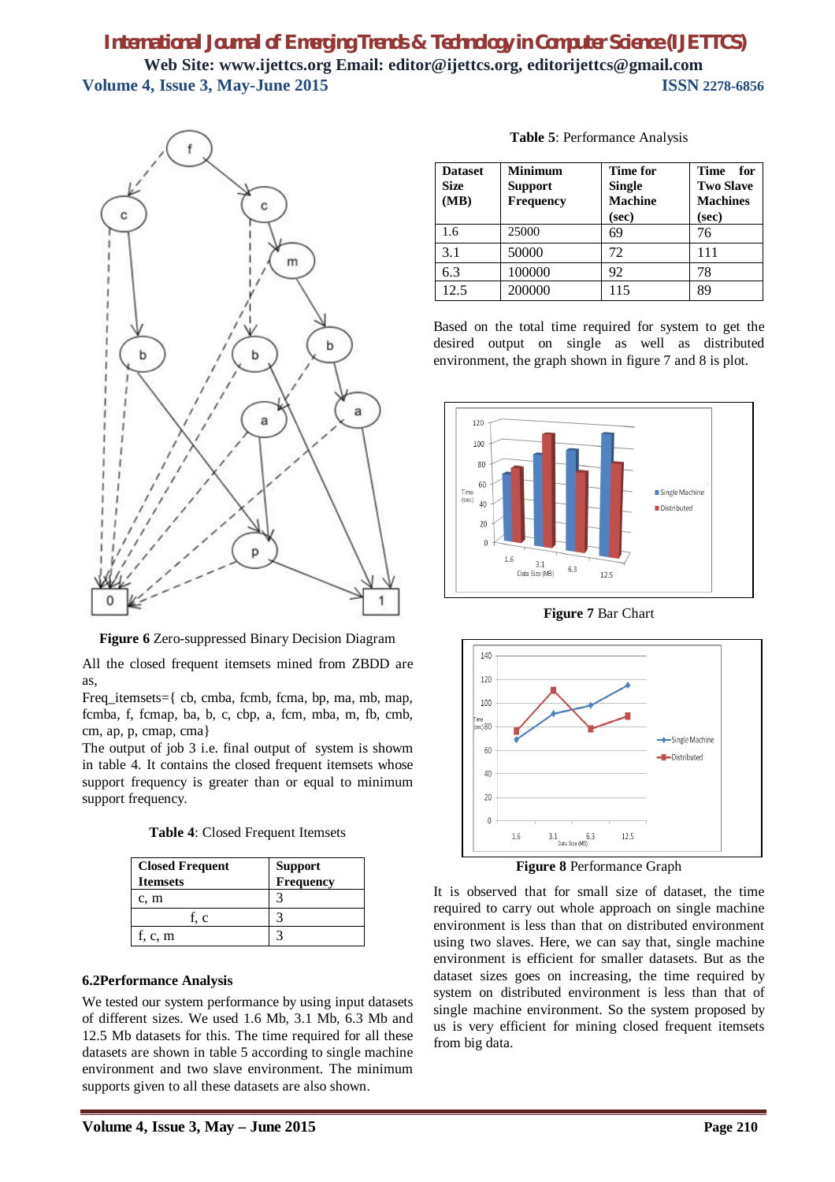**Figure 6** Zero-suppressed Binary Decision Diagram

All the closed frequent itemsets mined from ZBDD are as,

Freq_itemsets={ cb, cmba, fcmb, fcma, bp, ma, mb, map, fcmba, f, fcmap, ba, b, c, cbp, a, fcm, mba, m, fb, cmb, cm, ap, p, cmap, cma}

The output of job 3 i.e. final output of system is showm in table 4. It contains the closed frequent itemsets whose support frequency is greater than or equal to minimum support frequency.

**Table 4**: Closed Frequent Itemsets

| Closed Frequent Itemsets | Support Frequency |
|---|---|
| c, m | 3 |
| f, c | 3 |
| f, c, m | 3 |

### 6.2Performance Analysis

We tested our system performance by using input datasets of different sizes. We used 1.6 Mb, 3.1 Mb, 6.3 Mb and 12.5 Mb datasets for this. The time required for all these datasets are shown in table 5 according to single machine environment and two slave environment. The minimum supports given to all these datasets are also shown.

**Table 5**: Performance Analysis

| Dataset Size (MB) | Minimum Support Frequency | Time for Single Machine (sec) | Time for Two Slave Machines (sec) |
|---|---|---|---|
| 1.6 | 25000 | 69 | 76 |
| 3.1 | 50000 | 72 | 111 |
| 6.3 | 100000 | 92 | 78 |
| 12.5 | 200000 | 115 | 89 |

Based on the total time required for system to get the desired output on single as well as distributed environment, the graph shown in figure 7 and 8 is plot.

**Figure 7** Bar Chart

**Figure 8** Performance Graph

It is observed that for small size of dataset, the time required to carry out whole approach on single machine environment is less than that on distributed environment using two slaves. Here, we can say that, single machine environment is efficient for smaller datasets. But as the dataset sizes goes on increasing, the time required by system on distributed environment is less than that of single machine environment. So the system proposed by us is very efficient for mining closed frequent itemsets from big data.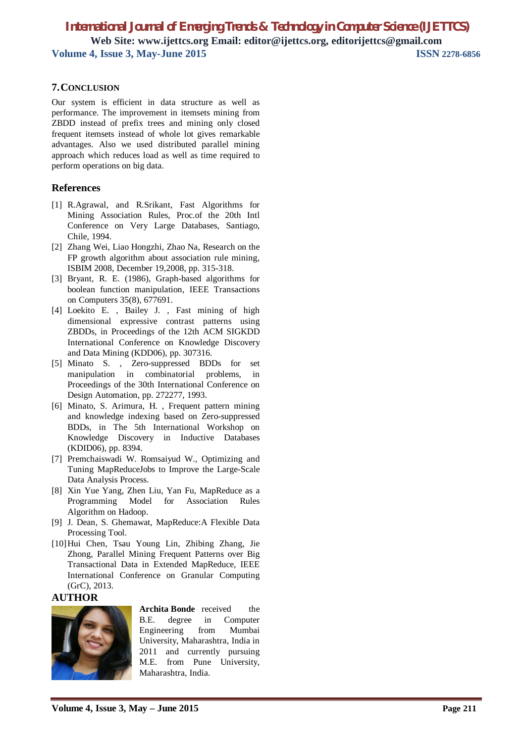## 7. CONCLUSION

Our system is efficient in data structure as well as performance. The improvement in itemsets mining from ZBDD instead of prefix trees and mining only closed frequent itemsets instead of whole lot gives remarkable advantages. Also we used distributed parallel mining approach which reduces load as well as time required to perform operations on big data.

## References

[1] R.Agrawal, and R.Srikant, Fast Algorithms for Mining Association Rules, Proc.of the 20th Intl Conference on Very Large Databases, Santiago, Chile, 1994.

[2] Zhang Wei, Liao Hongzhi, Zhao Na, Research on the FP growth algorithm about association rule mining, ISBIM 2008, December 19,2008, pp. 315-318.

[3] Bryant, R. E. (1986), Graph-based algorithms for boolean function manipulation, IEEE Transactions on Computers 35(8), 677691.

[4] Loekito E. , Bailey J. , Fast mining of high dimensional expressive contrast patterns using ZBDDs, in Proceedings of the 12th ACM SIGKDD International Conference on Knowledge Discovery and Data Mining (KDD06), pp. 307316.

[5] Minato S. , Zero-suppressed BDDs for set manipulation in combinatorial problems, in Proceedings of the 30th International Conference on Design Automation, pp. 272277, 1993.

[6] Minato, S. Arimura, H. , Frequent pattern mining and knowledge indexing based on Zero-suppressed BDDs, in The 5th International Workshop on Knowledge Discovery in Inductive Databases (KDID06), pp. 8394.

[7] Premchaiswadi W. Romsaiyud W., Optimizing and Tuning MapReduceJobs to Improve the Large-Scale Data Analysis Process.

[8] Xin Yue Yang, Zhen Liu, Yan Fu, MapReduce as a Programming Model for Association Rules Algorithm on Hadoop.

[9] J. Dean, S. Ghemawat, MapReduce:A Flexible Data Processing Tool.

[10] Hui Chen, Tsau Young Lin, Zhibing Zhang, Jie Zhong, Parallel Mining Frequent Patterns over Big Transactional Data in Extended MapReduce, IEEE International Conference on Granular Computing (GrC), 2013.

## AUTHOR

**Archita Bonde** received the B.E. degree in Computer Engineering from Mumbai University, Maharashtra, India in 2011 and currently pursuing M.E. from Pune University, Maharashtra, India.